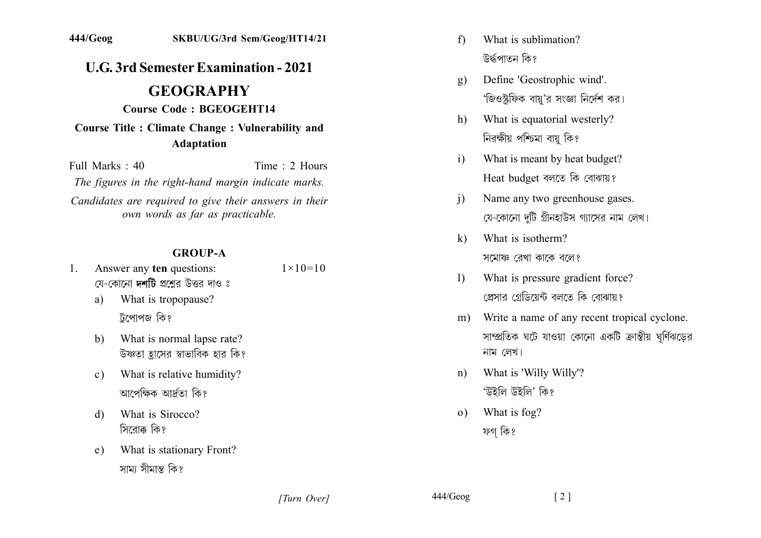444/Geog SKBU/UG/3rd Sem/Geog/HT14/21

# U.G. 3rd Semester Examination - 2021

# GEOGRAPHY

**Course Code : BGEOGEHT14**

**Course Title : Climate Change : Vulnerability and Adaptation**

Full Marks : 40 Time : 2 Hours

*The figures in the right-hand margin indicate marks.*

*Candidates are required to give their answers in their own words as far as practicable.*

## GROUP-A

1. Answer any **ten** questions: $1\times10=10$
   যে-কোনো **দশটি** প্রশ্নের উত্তর দাও ঃ

   a) What is tropopause?
   ট্রপোপজ কি?

   b) What is normal lapse rate?
   উষ্ণতা হ্রাসের স্বাভাবিক হার কি?

   c) What is relative humidity?
   আপেক্ষিক আর্দ্রতা কি?

   d) What is Sirocco?
   সিরোক্ক কি?

   e) What is stationary Front?
   সাম্য সীমান্ত কি?

   f) What is sublimation?
   উর্দ্ধপাতন কি?

   g) Define 'Geostrophic wind'.
   'জিওস্ট্রফিক বায়ু'র সংজ্ঞা নির্দেশ কর।

   h) What is equatorial westerly?
   নিরক্ষীয় পশ্চিমা বায়ু কি?

   i) What is meant by heat budget?
   Heat budget বলতে কি বোঝায়?

   j) Name any two greenhouse gases.
   যে-কোনো দুটি গ্রীনহাউস গ্যাসের নাম লেখ।

   k) What is isotherm?
   সমোষ্ণ রেখা কাকে বলে?

   l) What is pressure gradient force?
   প্রেসার গ্রেডিয়েন্ট বলতে কি বোঝায়?

   m) Write a name of any recent tropical cyclone.
   সাম্প্রতিক ঘটে যাওয়া কোনো একটি ক্রান্তীয় ঘূর্ণিঝড়ের নাম লেখ।

   n) What is 'Willy Willy'?
   'উইলি উইলি' কি?

   o) What is fog?
   ফগ্ কি?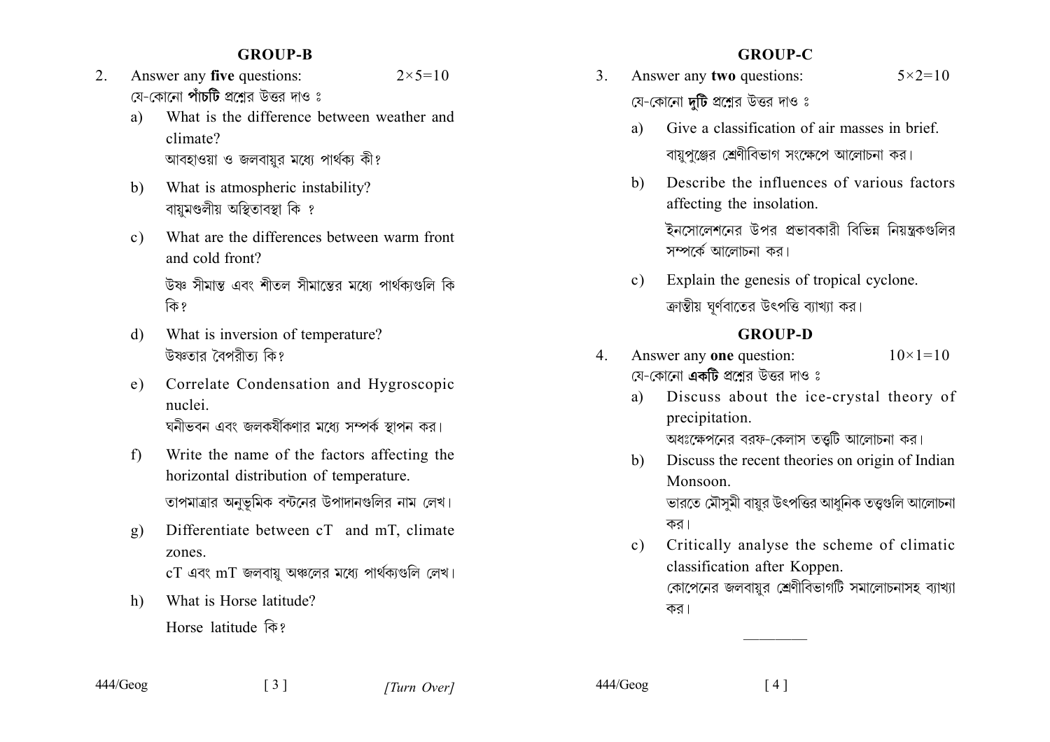## GROUP-B

2. Answer any **five** questions: $2 \times 5 = 10$

   যে-কোনো **পাঁচটি** প্রশ্নের উত্তর দাও ঃ

   a) What is the difference between weather and climate?

      আবহাওয়া ও জলবায়ুর মধ্যে পার্থক্য কী?

   b) What is atmospheric instability?

      বায়ুমণ্ডলীয় অস্থিতাবস্থা কি ?

   c) What are the differences between warm front and cold front?

      উষ্ণ সীমান্ত এবং শীতল সীমান্তের মধ্যে পার্থক্যগুলি কি কি?

   d) What is inversion of temperature?

      উষ্ণতার বৈপরীত্য কি?

   e) Correlate Condensation and Hygroscopic nuclei.

      ঘনীভবন এবং জলকর্ষীকণার মধ্যে সম্পর্ক স্থাপন কর।

   f) Write the name of the factors affecting the horizontal distribution of temperature.

      তাপমাত্রার অনুভূমিক বন্টনের উপাদানগুলির নাম লেখ।

   g) Differentiate between cT and mT, climate zones.

      cT এবং mT জলবায়ু অঞ্চলের মধ্যে পার্থক্যগুলি লেখ।

   h) What is Horse latitude?

      Horse latitude কি?

## GROUP-C

3. Answer any **two** questions: $5 \times 2 = 10$

   যে-কোনো **দুটি** প্রশ্নের উত্তর দাও ঃ

   a) Give a classification of air masses in brief.

      বায়ুপুঞ্জের শ্রেণীবিভাগ সংক্ষেপে আলোচনা কর।

   b) Describe the influences of various factors affecting the insolation.

      ইনসোলেশনের উপর প্রভাবকারী বিভিন্ন নিয়ন্ত্রকগুলির সম্পর্কে আলোচনা কর।

   c) Explain the genesis of tropical cyclone.

      ক্রান্তীয় ঘূর্ণবাতের উৎপত্তি ব্যাখ্যা কর।

## GROUP-D

4. Answer any **one** question: $10 \times 1 = 10$

   যে-কোনো **একটি** প্রশ্নের উত্তর দাও ঃ

   a) Discuss about the ice-crystal theory of precipitation.

      অধঃক্ষেপনের বরফ-কেলাস তত্ত্বটি আলোচনা কর।

   b) Discuss the recent theories on origin of Indian Monsoon.

      ভারতে মৌসুমী বায়ুর উৎপত্তির আধুনিক তত্ত্বগুলি আলোচনা কর।

   c) Critically analyse the scheme of climatic classification after Koppen.

      কোপেনের জলবায়ুর শ্রেণীবিভাগটি সমালোচনাসহ ব্যাখ্যা কর।

---